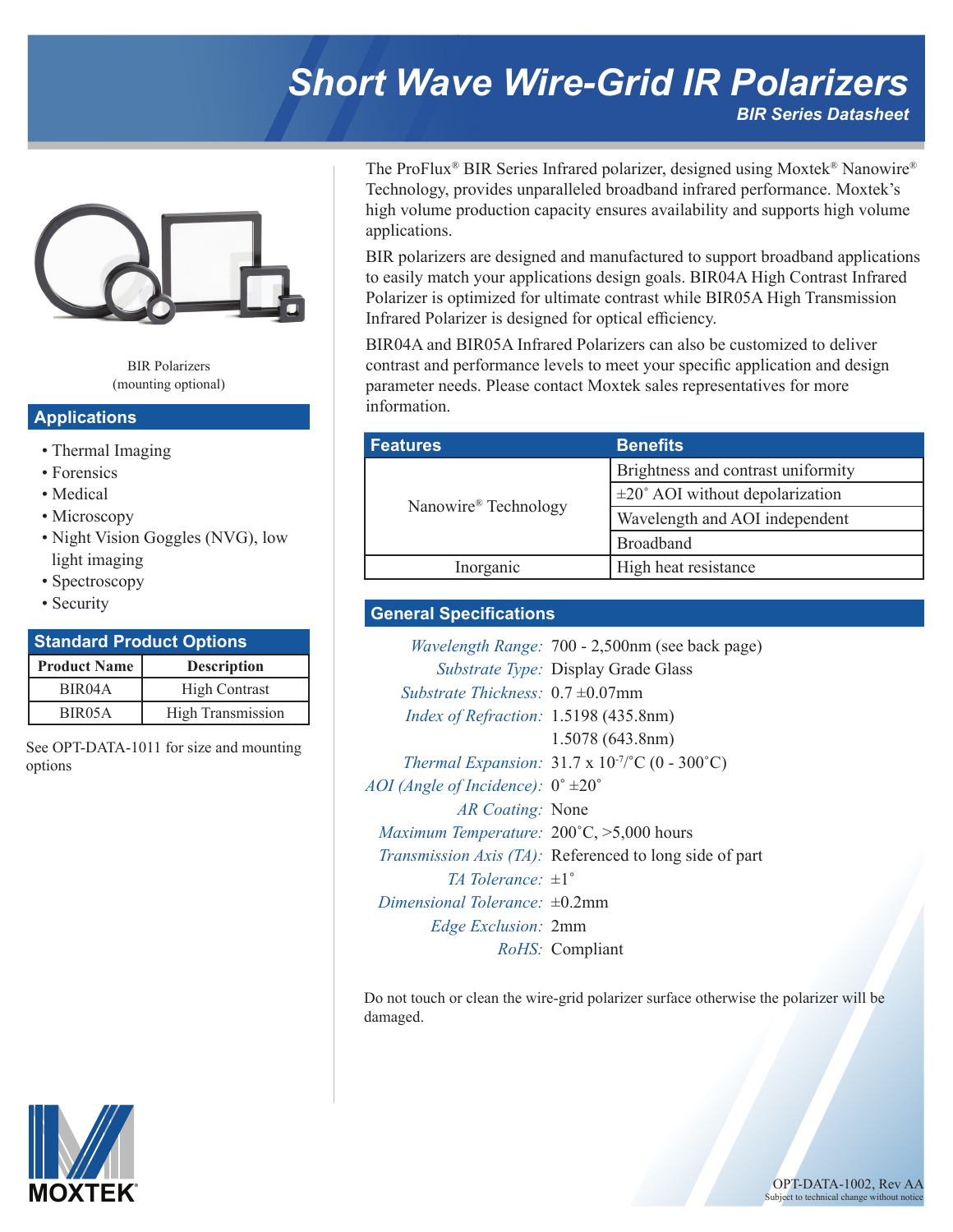# Short Wave Wire-Grid IR Polarizers

### BIR Series Datasheet

BIR Polarizers
(mounting optional)

## Applications

- Thermal Imaging
- Forensics
- Medical
- Microscopy
- Night Vision Goggles (NVG), low light imaging
- Spectroscopy
- Security

## Standard Product Options

| Product Name | Description |
|---|---|
| BIR04A | High Contrast |
| BIR05A | High Transmission |

See OPT-DATA-1011 for size and mounting options

The ProFlux® BIR Series Infrared polarizer, designed using Moxtek® Nanowire® Technology, provides unparalleled broadband infrared performance. Moxtek's high volume production capacity ensures availability and supports high volume applications.

BIR polarizers are designed and manufactured to support broadband applications to easily match your applications design goals. BIR04A High Contrast Infrared Polarizer is optimized for ultimate contrast while BIR05A High Transmission Infrared Polarizer is designed for optical efficiency.

BIR04A and BIR05A Infrared Polarizers can also be customized to deliver contrast and performance levels to meet your specific application and design parameter needs. Please contact Moxtek sales representatives for more information.

| Features | Benefits |
|---|---|
| Nanowire® Technology | Brightness and contrast uniformity |
| | ±20° AOI without depolarization |
| | Wavelength and AOI independent |
| | Broadband |
| Inorganic | High heat resistance |

## General Specifications

| | |
|---|---|
| *Wavelength Range:* | 700 - 2,500nm (see back page) |
| *Substrate Type:* | Display Grade Glass |
| *Substrate Thickness:* | 0.7 ±0.07mm |
| *Index of Refraction:* | 1.5198 (435.8nm) |
| | 1.5078 (643.8nm) |
| *Thermal Expansion:* | $31.7 \times 10^{-7}$/°C (0 - 300°C) |
| *AOI (Angle of Incidence):* | 0° ±20° |
| *AR Coating:* | None |
| *Maximum Temperature:* | 200°C, >5,000 hours |
| *Transmission Axis (TA):* | Referenced to long side of part |
| *TA Tolerance:* | ±1° |
| *Dimensional Tolerance:* | ±0.2mm |
| *Edge Exclusion:* | 2mm |
| *RoHS:* | Compliant |

Do not touch or clean the wire-grid polarizer surface otherwise the polarizer will be damaged.

MOXTEK®

OPT-DATA-1002, Rev AA
Subject to technical change without notice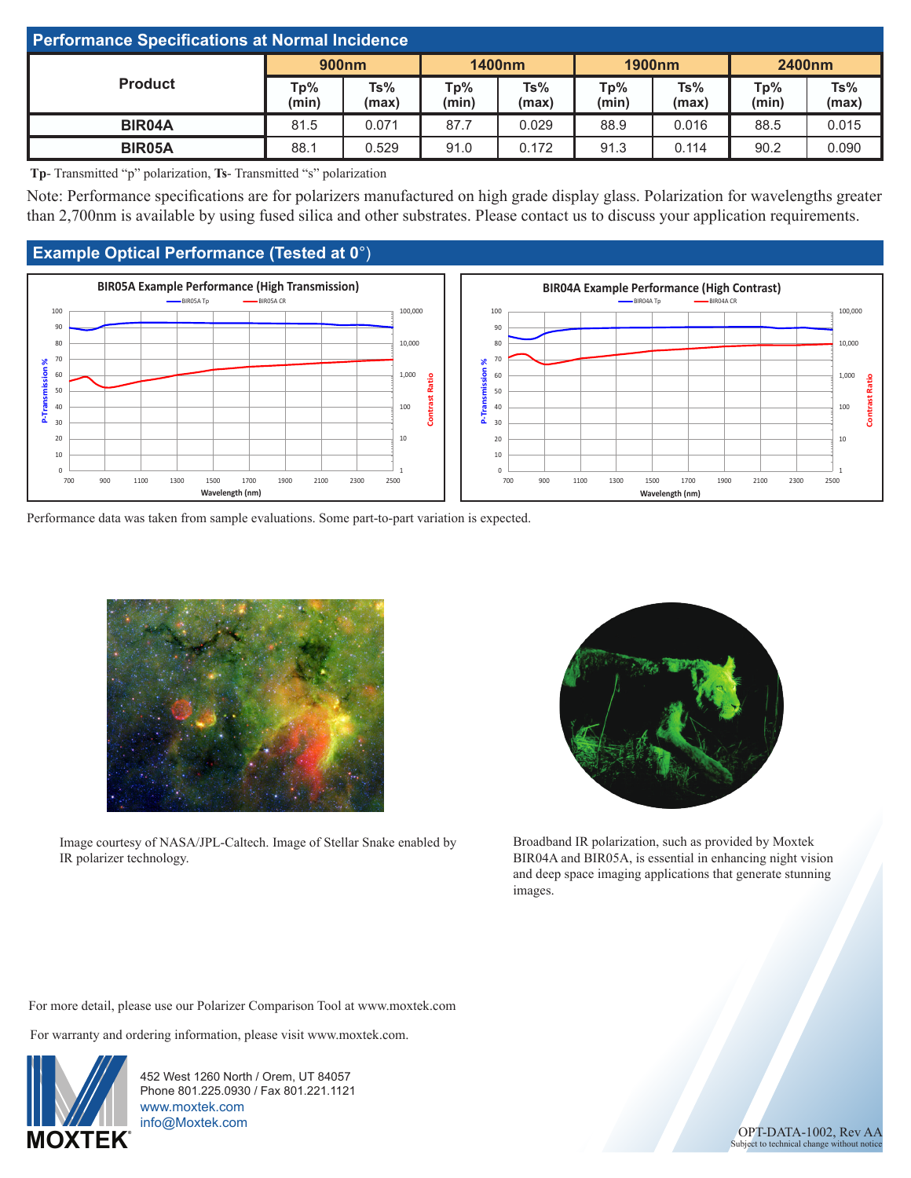## Performance Specifications at Normal Incidence

| Product | 900nm | | 1400nm | | 1900nm | | 2400nm | |
|---|---|---|---|---|---|---|---|---|
| | Tp% (min) | Ts% (max) | Tp% (min) | Ts% (max) | Tp% (min) | Ts% (max) | Tp% (min) | Ts% (max) |
| BIR04A | 81.5 | 0.071 | 87.7 | 0.029 | 88.9 | 0.016 | 88.5 | 0.015 |
| BIR05A | 88.1 | 0.529 | 91.0 | 0.172 | 91.3 | 0.114 | 90.2 | 0.090 |

**Tp**- Transmitted "p" polarization, **Ts**- Transmitted "s" polarization

Note: Performance specifications are for polarizers manufactured on high grade display glass. Polarization for wavelengths greater than 2,700nm is available by using fused silica and other substrates. Please contact us to discuss your application requirements.

## Example Optical Performance (Tested at 0°)

BIR05A Example Performance (High Transmission)

BIR05A Tp
BIR05A CR

P-Transmission %
0
10
20
30
40
50
60
70
80
90
100

Contrast Ratio
1
10
100
1,000
10,000
100,000

700 900 1100 1300 1500 1700 1900 2100 2300 2500

Wavelength (nm)

BIR04A Example Performance (High Contrast)

BIR04A Tp
BIR04A CR

P-Transmission %
0
10
20
30
40
50
60
70
80
90
100

Contrast Ratio
1
10
100
1,000
10,000
100,000

700 900 1100 1300 1500 1700 1900 2100 2300 2500

Wavelength (nm)

Performance data was taken from sample evaluations. Some part-to-part variation is expected.

Image courtesy of NASA/JPL-Caltech. Image of Stellar Snake enabled by IR polarizer technology.

Broadband IR polarization, such as provided by Moxtek BIR04A and BIR05A, is essential in enhancing night vision and deep space imaging applications that generate stunning images.

For more detail, please use our Polarizer Comparison Tool at www.moxtek.com

For warranty and ordering information, please visit www.moxtek.com.

MOXTEK®

452 West 1260 North / Orem, UT 84057
Phone 801.225.0930 / Fax 801.221.1121
www.moxtek.com
info@Moxtek.com

OPT-DATA-1002, Rev AA
Subject to technical change without notice